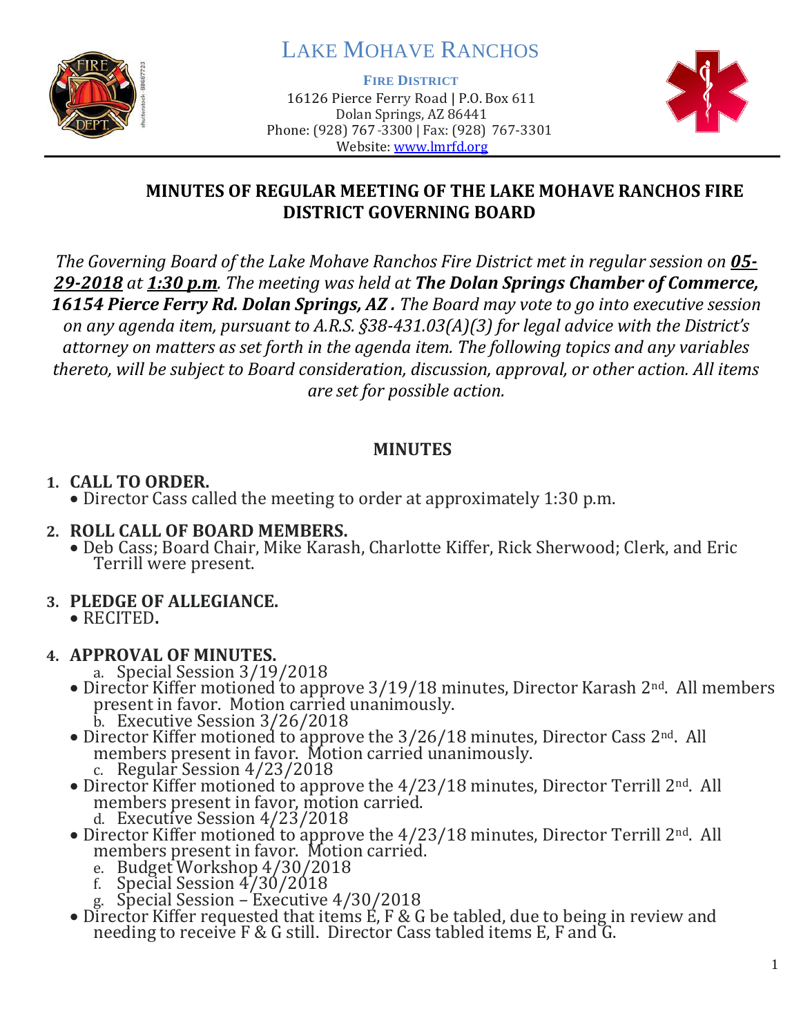# LAKE MOHAVE RANCHOS

**FIRE DISTRICT**
16126 Pierce Ferry Road | P.O. Box 611
Dolan Springs, AZ 86441
Phone: (928) 767-3300 | Fax: (928) 767-3301
Website: www.lmrfd.org

## MINUTES OF REGULAR MEETING OF THE LAKE MOHAVE RANCHOS FIRE DISTRICT GOVERNING BOARD

*The Governing Board of the Lake Mohave Ranchos Fire District met in regular session on **05-29-2018** at **1:30 p.m**. The meeting was held at **The Dolan Springs Chamber of Commerce, 16154 Pierce Ferry Rd. Dolan Springs, AZ .** The Board may vote to go into executive session on any agenda item, pursuant to A.R.S. §38-431.03(A)(3) for legal advice with the District's attorney on matters as set forth in the agenda item. The following topics and any variables thereto, will be subject to Board consideration, discussion, approval, or other action. All items are set for possible action.*

## MINUTES

1. **CALL TO ORDER.**
   - Director Cass called the meeting to order at approximately 1:30 p.m.

2. **ROLL CALL OF BOARD MEMBERS.**
   - Deb Cass; Board Chair, Mike Karash, Charlotte Kiffer, Rick Sherwood; Clerk, and Eric Terrill were present.

3. **PLEDGE OF ALLEGIANCE.**
   - RECITED**.**

4. **APPROVAL OF MINUTES.**
   a. Special Session 3/19/2018
   - Director Kiffer motioned to approve 3/19/18 minutes, Director Karash 2nd. All members present in favor. Motion carried unanimously.

   b. Executive Session 3/26/2018
   - Director Kiffer motioned to approve the 3/26/18 minutes, Director Cass 2nd. All members present in favor. Motion carried unanimously.

   c. Regular Session 4/23/2018
   - Director Kiffer motioned to approve the 4/23/18 minutes, Director Terrill 2nd. All members present in favor, motion carried.

   d. Executive Session 4/23/2018
   - Director Kiffer motioned to approve the 4/23/18 minutes, Director Terrill 2nd. All members present in favor. Motion carried.

   e. Budget Workshop 4/30/2018
   f. Special Session 4/30/2018
   g. Special Session – Executive 4/30/2018
   - Director Kiffer requested that items E, F & G be tabled, due to being in review and needing to receive F & G still. Director Cass tabled items E, F and G.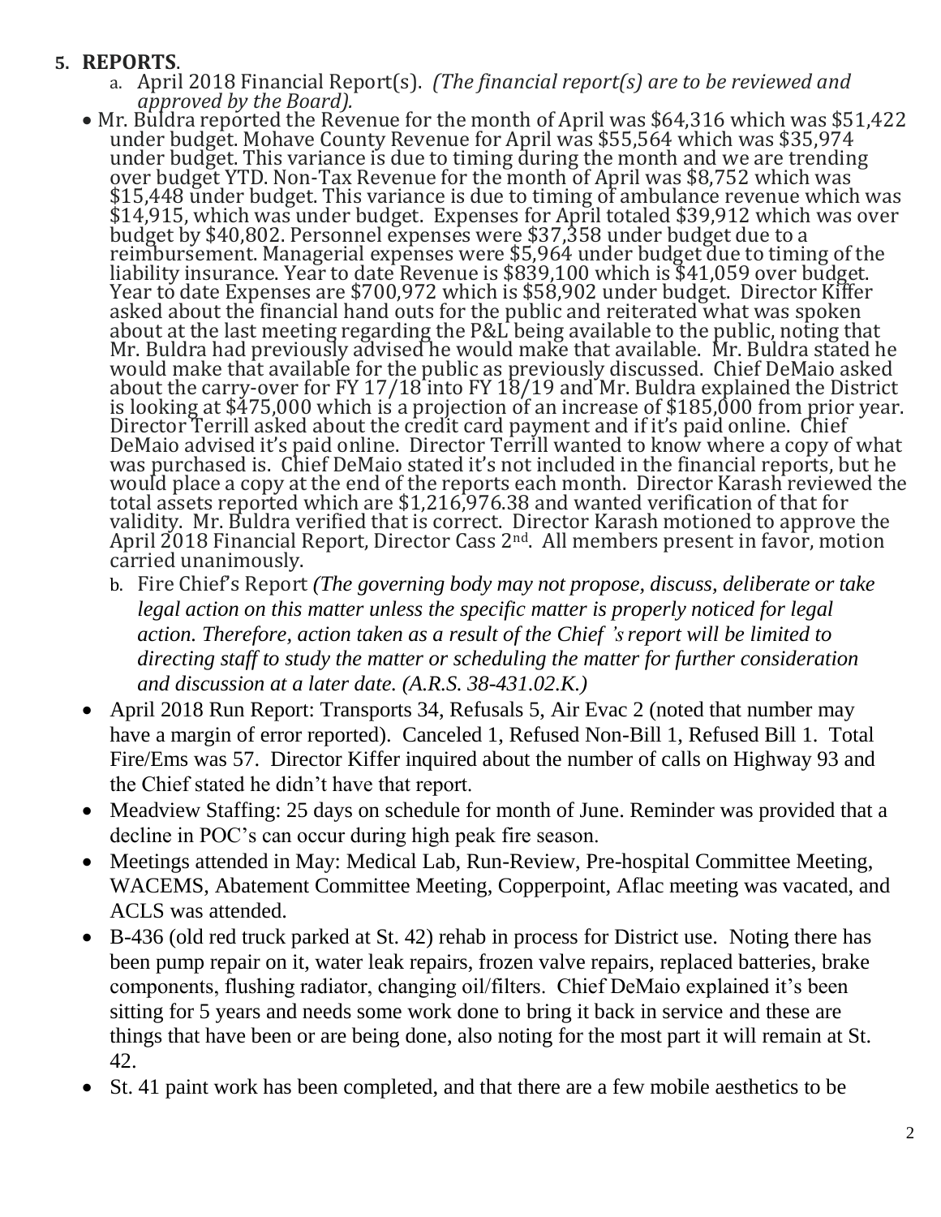5. **REPORTS**.

   a. April 2018 Financial Report(s). *(The financial report(s) are to be reviewed and approved by the Board).*

- Mr. Buldra reported the Revenue for the month of April was $64,316 which was $51,422 under budget. Mohave County Revenue for April was $55,564 which was $35,974 under budget. This variance is due to timing during the month and we are trending over budget YTD. Non-Tax Revenue for the month of April was $8,752 which was $15,448 under budget. This variance is due to timing of ambulance revenue which was $14,915, which was under budget. Expenses for April totaled $39,912 which was over budget by $40,802. Personnel expenses were $37,358 under budget due to a reimbursement. Managerial expenses were $5,964 under budget due to timing of the liability insurance. Year to date Revenue is $839,100 which is $41,059 over budget. Year to date Expenses are $700,972 which is $58,902 under budget. Director Kiffer asked about the financial hand outs for the public and reiterated what was spoken about at the last meeting regarding the P&L being available to the public, noting that Mr. Buldra had previously advised he would make that available. Mr. Buldra stated he would make that available for the public as previously discussed. Chief DeMaio asked about the carry-over for FY 17/18 into FY 18/19 and Mr. Buldra explained the District is looking at $475,000 which is a projection of an increase of $185,000 from prior year. Director Terrill asked about the credit card payment and if it's paid online. Chief DeMaio advised it's paid online. Director Terrill wanted to know where a copy of what was purchased is. Chief DeMaio stated it's not included in the financial reports, but he would place a copy at the end of the reports each month. Director Karash reviewed the total assets reported which are $1,216,976.38 and wanted verification of that for validity. Mr. Buldra verified that is correct. Director Karash motioned to approve the April 2018 Financial Report, Director Cass 2nd. All members present in favor, motion carried unanimously.

   b. Fire Chief's Report *(The governing body may not propose, discuss, deliberate or take legal action on this matter unless the specific matter is properly noticed for legal action. Therefore, action taken as a result of the Chief 's report will be limited to directing staff to study the matter or scheduling the matter for further consideration and discussion at a later date. (A.R.S. 38-431.02.K.)*

- April 2018 Run Report: Transports 34, Refusals 5, Air Evac 2 (noted that number may have a margin of error reported). Canceled 1, Refused Non-Bill 1, Refused Bill 1. Total Fire/Ems was 57. Director Kiffer inquired about the number of calls on Highway 93 and the Chief stated he didn't have that report.
- Meadview Staffing: 25 days on schedule for month of June. Reminder was provided that a decline in POC's can occur during high peak fire season.
- Meetings attended in May: Medical Lab, Run-Review, Pre-hospital Committee Meeting, WACEMS, Abatement Committee Meeting, Copperpoint, Aflac meeting was vacated, and ACLS was attended.
- B-436 (old red truck parked at St. 42) rehab in process for District use. Noting there has been pump repair on it, water leak repairs, frozen valve repairs, replaced batteries, brake components, flushing radiator, changing oil/filters. Chief DeMaio explained it's been sitting for 5 years and needs some work done to bring it back in service and these are things that have been or are being done, also noting for the most part it will remain at St. 42.
- St. 41 paint work has been completed, and that there are a few mobile aesthetics to be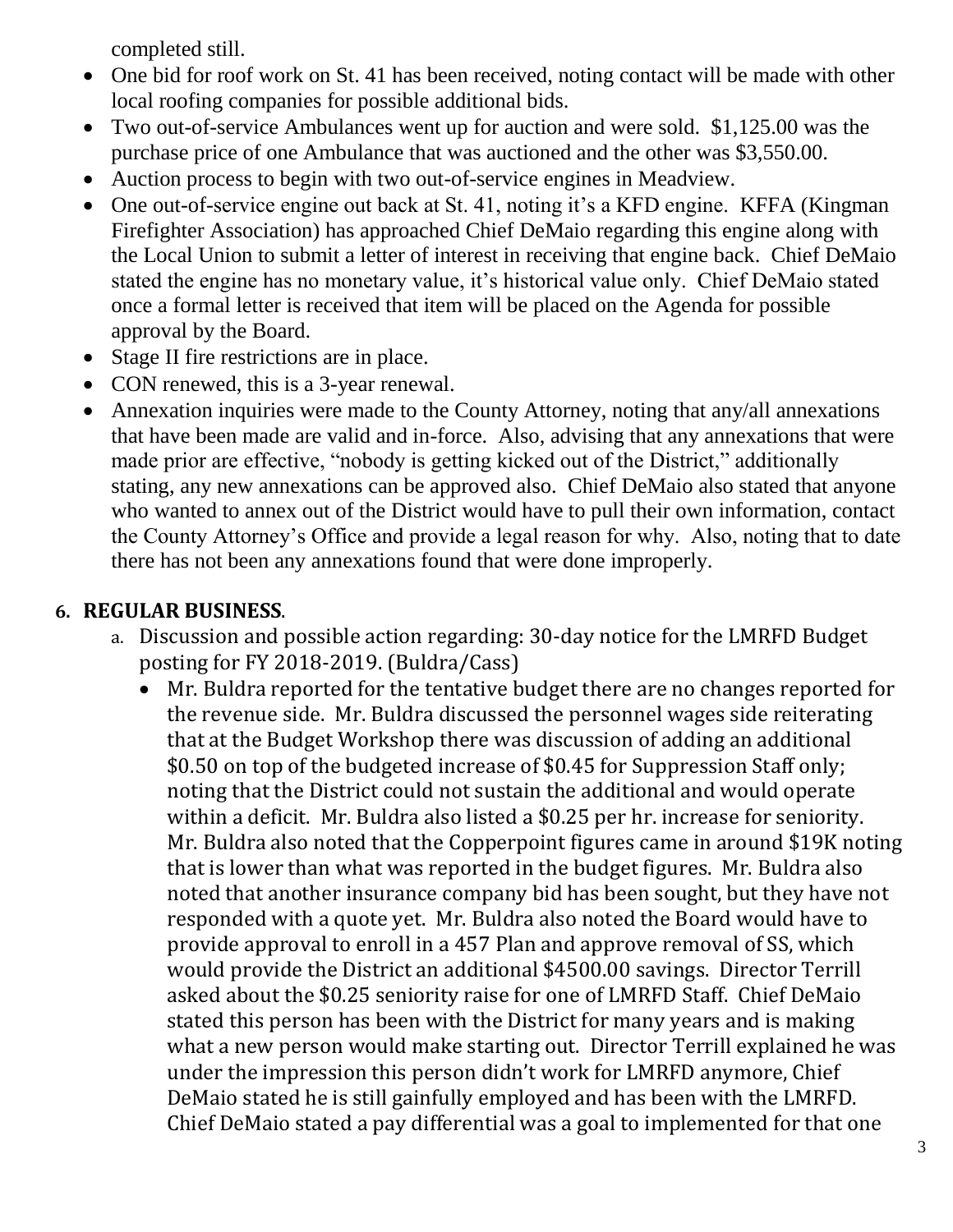completed still.

- One bid for roof work on St. 41 has been received, noting contact will be made with other local roofing companies for possible additional bids.
- Two out-of-service Ambulances went up for auction and were sold. $1,125.00 was the purchase price of one Ambulance that was auctioned and the other was $3,550.00.
- Auction process to begin with two out-of-service engines in Meadview.
- One out-of-service engine out back at St. 41, noting it's a KFD engine. KFFA (Kingman Firefighter Association) has approached Chief DeMaio regarding this engine along with the Local Union to submit a letter of interest in receiving that engine back. Chief DeMaio stated the engine has no monetary value, it's historical value only. Chief DeMaio stated once a formal letter is received that item will be placed on the Agenda for possible approval by the Board.
- Stage II fire restrictions are in place.
- CON renewed, this is a 3-year renewal.
- Annexation inquiries were made to the County Attorney, noting that any/all annexations that have been made are valid and in-force. Also, advising that any annexations that were made prior are effective, "nobody is getting kicked out of the District," additionally stating, any new annexations can be approved also. Chief DeMaio also stated that anyone who wanted to annex out of the District would have to pull their own information, contact the County Attorney's Office and provide a legal reason for why. Also, noting that to date there has not been any annexations found that were done improperly.

6. **REGULAR BUSINESS**.
   a. Discussion and possible action regarding: 30-day notice for the LMRFD Budget posting for FY 2018-2019. (Buldra/Cass)
      - Mr. Buldra reported for the tentative budget there are no changes reported for the revenue side. Mr. Buldra discussed the personnel wages side reiterating that at the Budget Workshop there was discussion of adding an additional $0.50 on top of the budgeted increase of $0.45 for Suppression Staff only; noting that the District could not sustain the additional and would operate within a deficit. Mr. Buldra also listed a $0.25 per hr. increase for seniority. Mr. Buldra also noted that the Copperpoint figures came in around $19K noting that is lower than what was reported in the budget figures. Mr. Buldra also noted that another insurance company bid has been sought, but they have not responded with a quote yet. Mr. Buldra also noted the Board would have to provide approval to enroll in a 457 Plan and approve removal of SS, which would provide the District an additional $4500.00 savings. Director Terrill asked about the $0.25 seniority raise for one of LMRFD Staff. Chief DeMaio stated this person has been with the District for many years and is making what a new person would make starting out. Director Terrill explained he was under the impression this person didn't work for LMRFD anymore, Chief DeMaio stated he is still gainfully employed and has been with the LMRFD. Chief DeMaio stated a pay differential was a goal to implemented for that one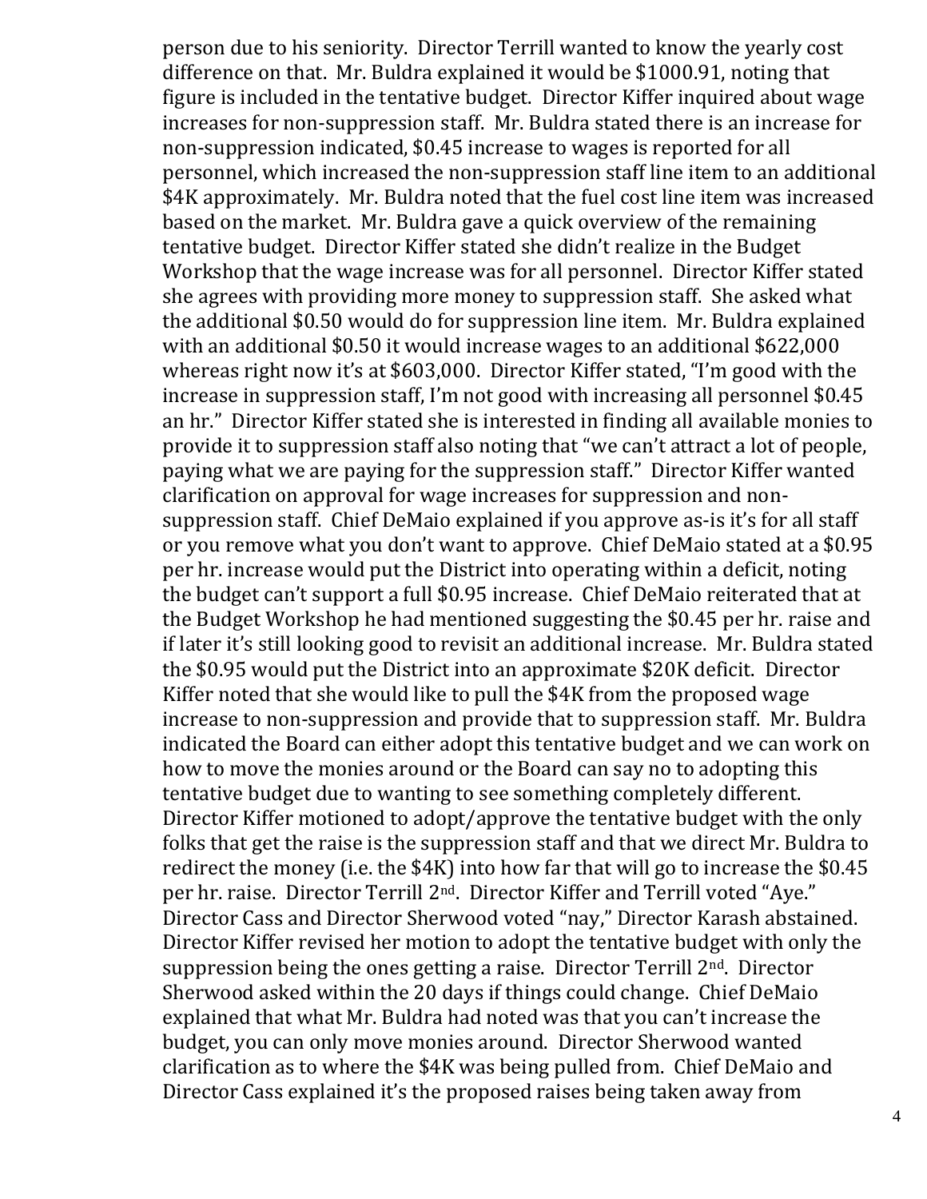person due to his seniority. Director Terrill wanted to know the yearly cost difference on that. Mr. Buldra explained it would be $1000.91, noting that figure is included in the tentative budget. Director Kiffer inquired about wage increases for non-suppression staff. Mr. Buldra stated there is an increase for non-suppression indicated, $0.45 increase to wages is reported for all personnel, which increased the non-suppression staff line item to an additional $4K approximately. Mr. Buldra noted that the fuel cost line item was increased based on the market. Mr. Buldra gave a quick overview of the remaining tentative budget. Director Kiffer stated she didn't realize in the Budget Workshop that the wage increase was for all personnel. Director Kiffer stated she agrees with providing more money to suppression staff. She asked what the additional $0.50 would do for suppression line item. Mr. Buldra explained with an additional $0.50 it would increase wages to an additional $622,000 whereas right now it's at $603,000. Director Kiffer stated, "I'm good with the increase in suppression staff, I'm not good with increasing all personnel $0.45 an hr." Director Kiffer stated she is interested in finding all available monies to provide it to suppression staff also noting that "we can't attract a lot of people, paying what we are paying for the suppression staff." Director Kiffer wanted clarification on approval for wage increases for suppression and non-suppression staff. Chief DeMaio explained if you approve as-is it's for all staff or you remove what you don't want to approve. Chief DeMaio stated at a $0.95 per hr. increase would put the District into operating within a deficit, noting the budget can't support a full $0.95 increase. Chief DeMaio reiterated that at the Budget Workshop he had mentioned suggesting the $0.45 per hr. raise and if later it's still looking good to revisit an additional increase. Mr. Buldra stated the $0.95 would put the District into an approximate $20K deficit. Director Kiffer noted that she would like to pull the $4K from the proposed wage increase to non-suppression and provide that to suppression staff. Mr. Buldra indicated the Board can either adopt this tentative budget and we can work on how to move the monies around or the Board can say no to adopting this tentative budget due to wanting to see something completely different. Director Kiffer motioned to adopt/approve the tentative budget with the only folks that get the raise is the suppression staff and that we direct Mr. Buldra to redirect the money (i.e. the $4K) into how far that will go to increase the $0.45 per hr. raise. Director Terrill 2nd. Director Kiffer and Terrill voted "Aye." Director Cass and Director Sherwood voted "nay," Director Karash abstained. Director Kiffer revised her motion to adopt the tentative budget with only the suppression being the ones getting a raise. Director Terrill 2nd. Director Sherwood asked within the 20 days if things could change. Chief DeMaio explained that what Mr. Buldra had noted was that you can't increase the budget, you can only move monies around. Director Sherwood wanted clarification as to where the $4K was being pulled from. Chief DeMaio and Director Cass explained it's the proposed raises being taken away from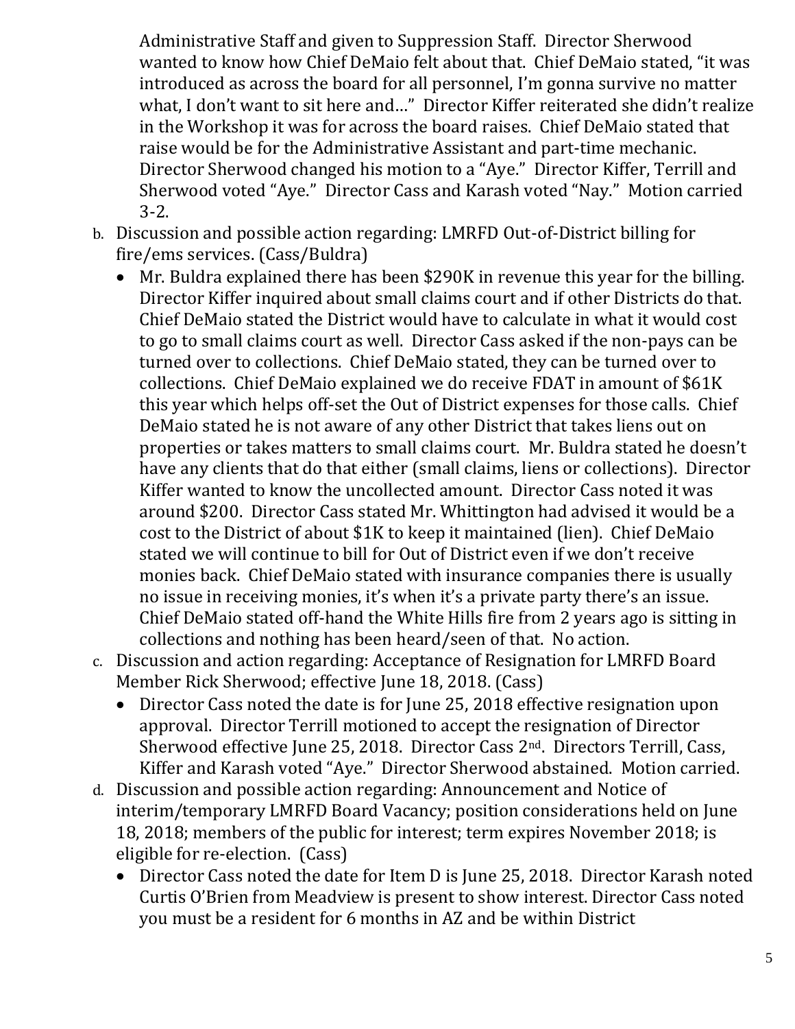Administrative Staff and given to Suppression Staff. Director Sherwood wanted to know how Chief DeMaio felt about that. Chief DeMaio stated, "it was introduced as across the board for all personnel, I'm gonna survive no matter what, I don't want to sit here and…" Director Kiffer reiterated she didn't realize in the Workshop it was for across the board raises. Chief DeMaio stated that raise would be for the Administrative Assistant and part-time mechanic. Director Sherwood changed his motion to a "Aye." Director Kiffer, Terrill and Sherwood voted "Aye." Director Cass and Karash voted "Nay." Motion carried 3-2.

b. Discussion and possible action regarding: LMRFD Out-of-District billing for fire/ems services. (Cass/Buldra)
   - Mr. Buldra explained there has been $290K in revenue this year for the billing. Director Kiffer inquired about small claims court and if other Districts do that. Chief DeMaio stated the District would have to calculate in what it would cost to go to small claims court as well. Director Cass asked if the non-pays can be turned over to collections. Chief DeMaio stated, they can be turned over to collections. Chief DeMaio explained we do receive FDAT in amount of $61K this year which helps off-set the Out of District expenses for those calls. Chief DeMaio stated he is not aware of any other District that takes liens out on properties or takes matters to small claims court. Mr. Buldra stated he doesn't have any clients that do that either (small claims, liens or collections). Director Kiffer wanted to know the uncollected amount. Director Cass noted it was around $200. Director Cass stated Mr. Whittington had advised it would be a cost to the District of about $1K to keep it maintained (lien). Chief DeMaio stated we will continue to bill for Out of District even if we don't receive monies back. Chief DeMaio stated with insurance companies there is usually no issue in receiving monies, it's when it's a private party there's an issue. Chief DeMaio stated off-hand the White Hills fire from 2 years ago is sitting in collections and nothing has been heard/seen of that. No action.

c. Discussion and action regarding: Acceptance of Resignation for LMRFD Board Member Rick Sherwood; effective June 18, 2018. (Cass)
   - Director Cass noted the date is for June 25, 2018 effective resignation upon approval. Director Terrill motioned to accept the resignation of Director Sherwood effective June 25, 2018. Director Cass 2nd. Directors Terrill, Cass, Kiffer and Karash voted "Aye." Director Sherwood abstained. Motion carried.

d. Discussion and possible action regarding: Announcement and Notice of interim/temporary LMRFD Board Vacancy; position considerations held on June 18, 2018; members of the public for interest; term expires November 2018; is eligible for re-election. (Cass)
   - Director Cass noted the date for Item D is June 25, 2018. Director Karash noted Curtis O'Brien from Meadview is present to show interest. Director Cass noted you must be a resident for 6 months in AZ and be within District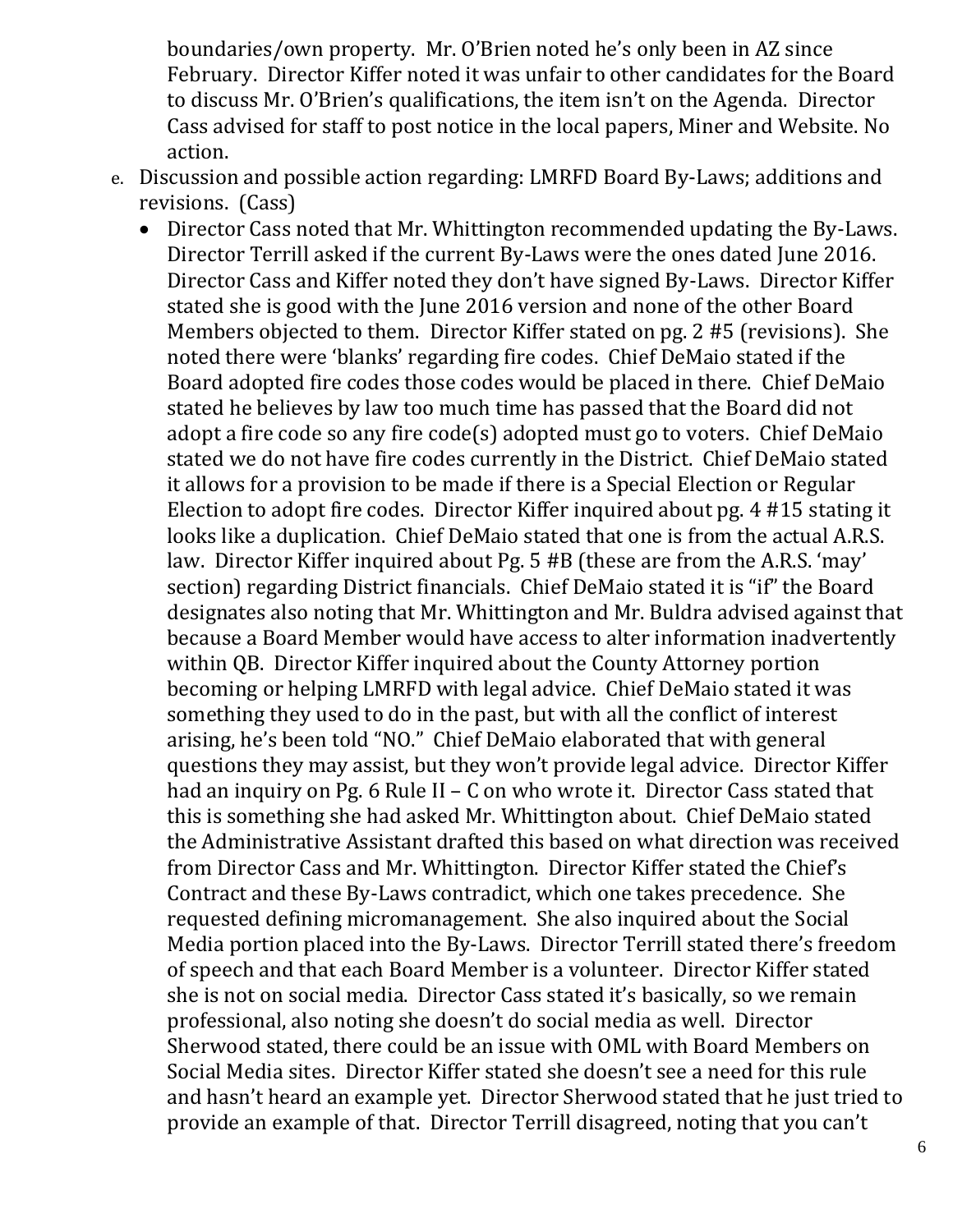boundaries/own property. Mr. O'Brien noted he's only been in AZ since February. Director Kiffer noted it was unfair to other candidates for the Board to discuss Mr. O'Brien's qualifications, the item isn't on the Agenda. Director Cass advised for staff to post notice in the local papers, Miner and Website. No action.

e. Discussion and possible action regarding: LMRFD Board By-Laws; additions and revisions. (Cass)
   - Director Cass noted that Mr. Whittington recommended updating the By-Laws. Director Terrill asked if the current By-Laws were the ones dated June 2016. Director Cass and Kiffer noted they don't have signed By-Laws. Director Kiffer stated she is good with the June 2016 version and none of the other Board Members objected to them. Director Kiffer stated on pg. 2 #5 (revisions). She noted there were 'blanks' regarding fire codes. Chief DeMaio stated if the Board adopted fire codes those codes would be placed in there. Chief DeMaio stated he believes by law too much time has passed that the Board did not adopt a fire code so any fire code(s) adopted must go to voters. Chief DeMaio stated we do not have fire codes currently in the District. Chief DeMaio stated it allows for a provision to be made if there is a Special Election or Regular Election to adopt fire codes. Director Kiffer inquired about pg. 4 #15 stating it looks like a duplication. Chief DeMaio stated that one is from the actual A.R.S. law. Director Kiffer inquired about Pg. 5 #B (these are from the A.R.S. 'may' section) regarding District financials. Chief DeMaio stated it is "if" the Board designates also noting that Mr. Whittington and Mr. Buldra advised against that because a Board Member would have access to alter information inadvertently within QB. Director Kiffer inquired about the County Attorney portion becoming or helping LMRFD with legal advice. Chief DeMaio stated it was something they used to do in the past, but with all the conflict of interest arising, he's been told "NO." Chief DeMaio elaborated that with general questions they may assist, but they won't provide legal advice. Director Kiffer had an inquiry on Pg. 6 Rule II – C on who wrote it. Director Cass stated that this is something she had asked Mr. Whittington about. Chief DeMaio stated the Administrative Assistant drafted this based on what direction was received from Director Cass and Mr. Whittington. Director Kiffer stated the Chief's Contract and these By-Laws contradict, which one takes precedence. She requested defining micromanagement. She also inquired about the Social Media portion placed into the By-Laws. Director Terrill stated there's freedom of speech and that each Board Member is a volunteer. Director Kiffer stated she is not on social media. Director Cass stated it's basically, so we remain professional, also noting she doesn't do social media as well. Director Sherwood stated, there could be an issue with OML with Board Members on Social Media sites. Director Kiffer stated she doesn't see a need for this rule and hasn't heard an example yet. Director Sherwood stated that he just tried to provide an example of that. Director Terrill disagreed, noting that you can't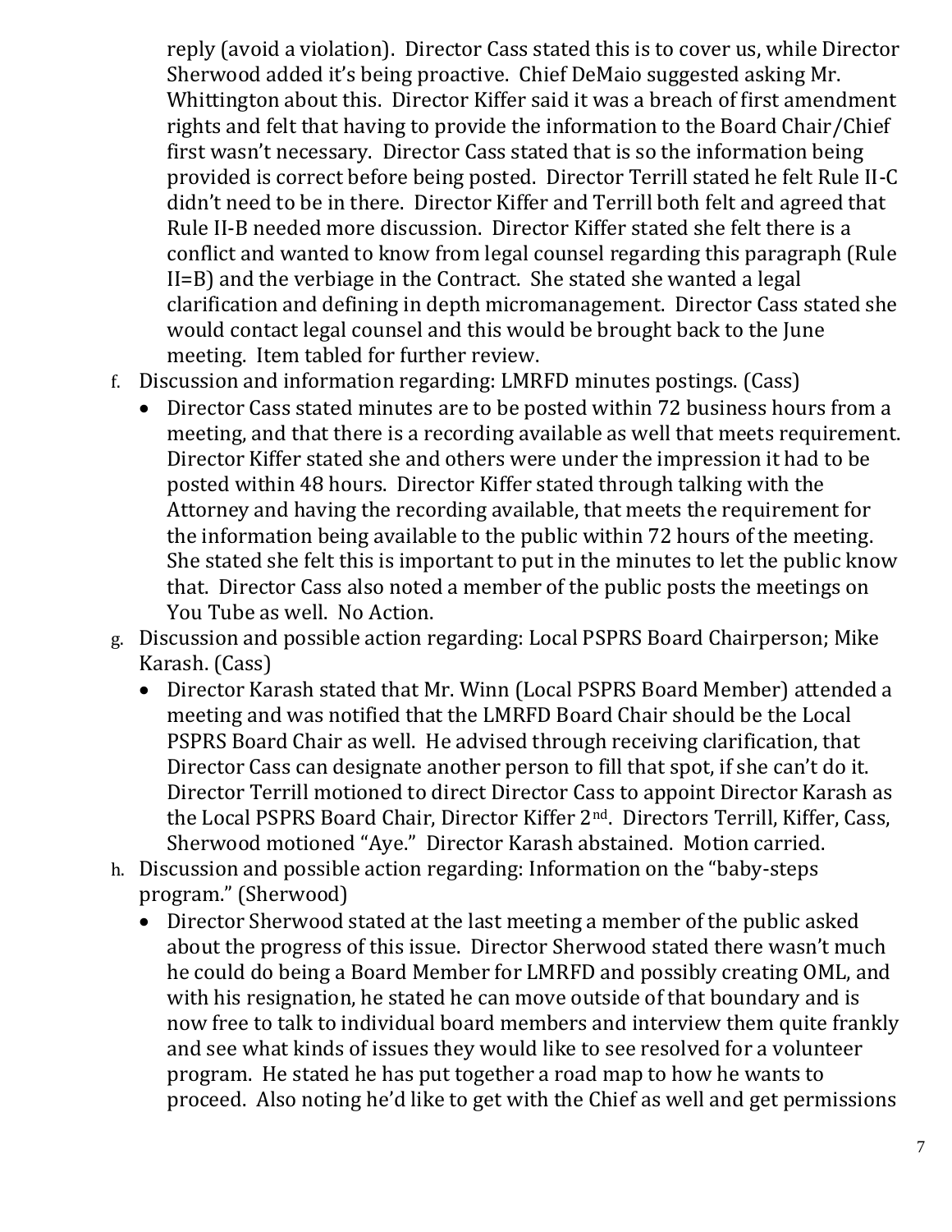reply (avoid a violation). Director Cass stated this is to cover us, while Director Sherwood added it's being proactive. Chief DeMaio suggested asking Mr. Whittington about this. Director Kiffer said it was a breach of first amendment rights and felt that having to provide the information to the Board Chair/Chief first wasn't necessary. Director Cass stated that is so the information being provided is correct before being posted. Director Terrill stated he felt Rule II-C didn't need to be in there. Director Kiffer and Terrill both felt and agreed that Rule II-B needed more discussion. Director Kiffer stated she felt there is a conflict and wanted to know from legal counsel regarding this paragraph (Rule II=B) and the verbiage in the Contract. She stated she wanted a legal clarification and defining in depth micromanagement. Director Cass stated she would contact legal counsel and this would be brought back to the June meeting. Item tabled for further review.

f. Discussion and information regarding: LMRFD minutes postings. (Cass)
   - Director Cass stated minutes are to be posted within 72 business hours from a meeting, and that there is a recording available as well that meets requirement. Director Kiffer stated she and others were under the impression it had to be posted within 48 hours. Director Kiffer stated through talking with the Attorney and having the recording available, that meets the requirement for the information being available to the public within 72 hours of the meeting. She stated she felt this is important to put in the minutes to let the public know that. Director Cass also noted a member of the public posts the meetings on You Tube as well. No Action.

g. Discussion and possible action regarding: Local PSPRS Board Chairperson; Mike Karash. (Cass)
   - Director Karash stated that Mr. Winn (Local PSPRS Board Member) attended a meeting and was notified that the LMRFD Board Chair should be the Local PSPRS Board Chair as well. He advised through receiving clarification, that Director Cass can designate another person to fill that spot, if she can't do it. Director Terrill motioned to direct Director Cass to appoint Director Karash as the Local PSPRS Board Chair, Director Kiffer 2nd. Directors Terrill, Kiffer, Cass, Sherwood motioned "Aye." Director Karash abstained. Motion carried.

h. Discussion and possible action regarding: Information on the "baby-steps program." (Sherwood)
   - Director Sherwood stated at the last meeting a member of the public asked about the progress of this issue. Director Sherwood stated there wasn't much he could do being a Board Member for LMRFD and possibly creating OML, and with his resignation, he stated he can move outside of that boundary and is now free to talk to individual board members and interview them quite frankly and see what kinds of issues they would like to see resolved for a volunteer program. He stated he has put together a road map to how he wants to proceed. Also noting he'd like to get with the Chief as well and get permissions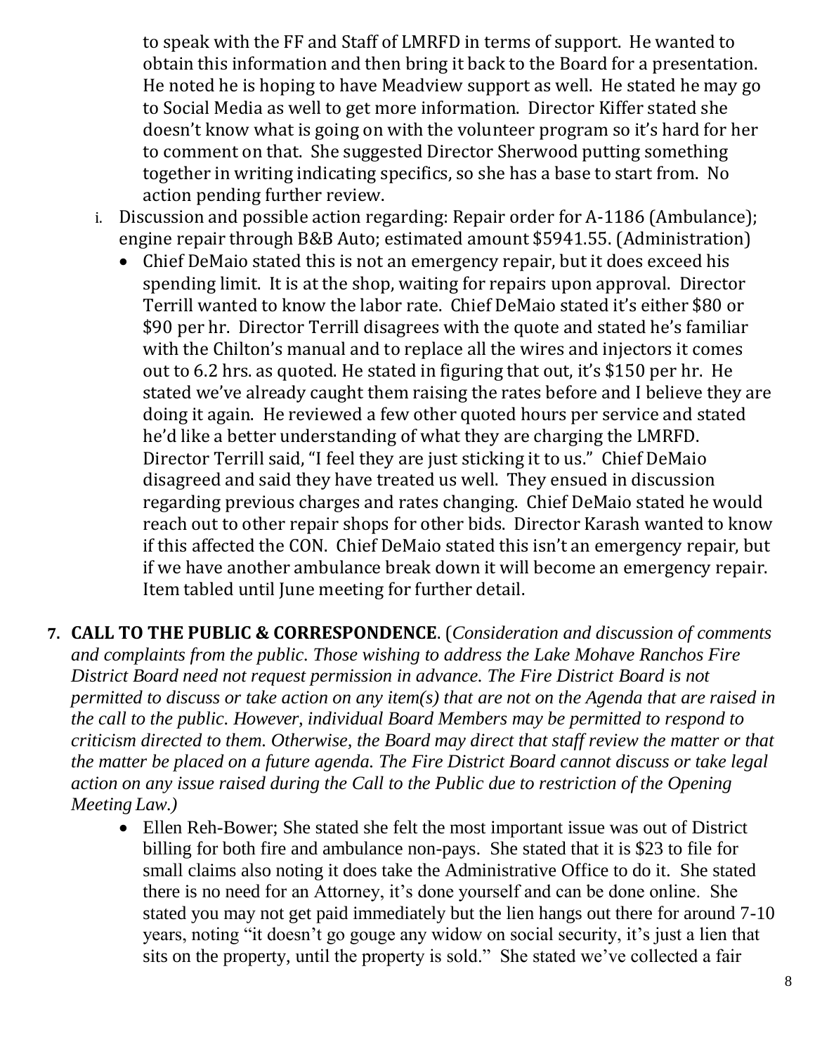to speak with the FF and Staff of LMRFD in terms of support. He wanted to obtain this information and then bring it back to the Board for a presentation. He noted he is hoping to have Meadview support as well. He stated he may go to Social Media as well to get more information. Director Kiffer stated she doesn't know what is going on with the volunteer program so it's hard for her to comment on that. She suggested Director Sherwood putting something together in writing indicating specifics, so she has a base to start from. No action pending further review.

i. Discussion and possible action regarding: Repair order for A-1186 (Ambulance); engine repair through B&B Auto; estimated amount $5941.55. (Administration)
   - Chief DeMaio stated this is not an emergency repair, but it does exceed his spending limit. It is at the shop, waiting for repairs upon approval. Director Terrill wanted to know the labor rate. Chief DeMaio stated it's either $80 or $90 per hr. Director Terrill disagrees with the quote and stated he's familiar with the Chilton's manual and to replace all the wires and injectors it comes out to 6.2 hrs. as quoted. He stated in figuring that out, it's $150 per hr. He stated we've already caught them raising the rates before and I believe they are doing it again. He reviewed a few other quoted hours per service and stated he'd like a better understanding of what they are charging the LMRFD. Director Terrill said, "I feel they are just sticking it to us." Chief DeMaio disagreed and said they have treated us well. They ensued in discussion regarding previous charges and rates changing. Chief DeMaio stated he would reach out to other repair shops for other bids. Director Karash wanted to know if this affected the CON. Chief DeMaio stated this isn't an emergency repair, but if we have another ambulance break down it will become an emergency repair. Item tabled until June meeting for further detail.

**7. CALL TO THE PUBLIC & CORRESPONDENCE**. (*Consideration and discussion of comments and complaints from the public. Those wishing to address the Lake Mohave Ranchos Fire District Board need not request permission in advance. The Fire District Board is not permitted to discuss or take action on any item(s) that are not on the Agenda that are raised in the call to the public. However, individual Board Members may be permitted to respond to criticism directed to them. Otherwise, the Board may direct that staff review the matter or that the matter be placed on a future agenda. The Fire District Board cannot discuss or take legal action on any issue raised during the Call to the Public due to restriction of the Opening Meeting Law.)*

- Ellen Reh-Bower; She stated she felt the most important issue was out of District billing for both fire and ambulance non-pays. She stated that it is $23 to file for small claims also noting it does take the Administrative Office to do it. She stated there is no need for an Attorney, it's done yourself and can be done online. She stated you may not get paid immediately but the lien hangs out there for around 7-10 years, noting "it doesn't go gouge any widow on social security, it's just a lien that sits on the property, until the property is sold." She stated we've collected a fair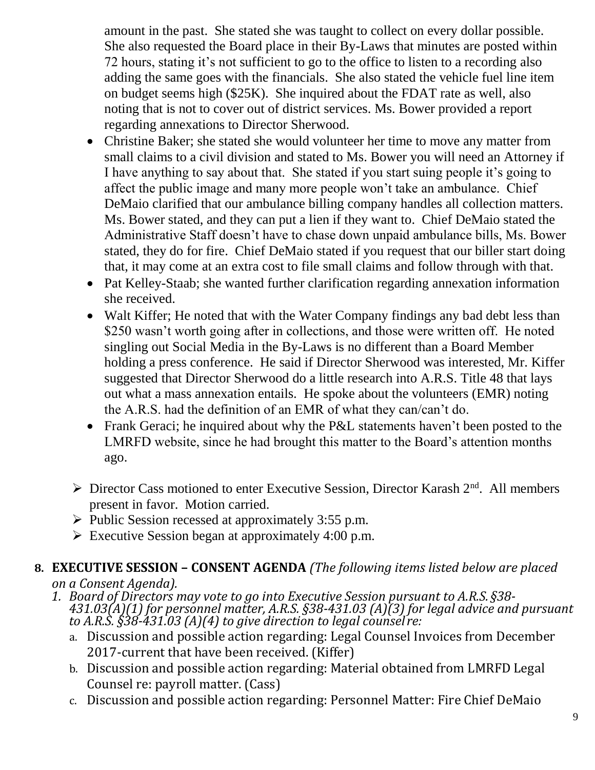amount in the past. She stated she was taught to collect on every dollar possible. She also requested the Board place in their By-Laws that minutes are posted within 72 hours, stating it's not sufficient to go to the office to listen to a recording also adding the same goes with the financials. She also stated the vehicle fuel line item on budget seems high ($25K). She inquired about the FDAT rate as well, also noting that is not to cover out of district services. Ms. Bower provided a report regarding annexations to Director Sherwood.

- Christine Baker; she stated she would volunteer her time to move any matter from small claims to a civil division and stated to Ms. Bower you will need an Attorney if I have anything to say about that. She stated if you start suing people it's going to affect the public image and many more people won't take an ambulance. Chief DeMaio clarified that our ambulance billing company handles all collection matters. Ms. Bower stated, and they can put a lien if they want to. Chief DeMaio stated the Administrative Staff doesn't have to chase down unpaid ambulance bills, Ms. Bower stated, they do for fire. Chief DeMaio stated if you request that our biller start doing that, it may come at an extra cost to file small claims and follow through with that.
- Pat Kelley-Staab; she wanted further clarification regarding annexation information she received.
- Walt Kiffer; He noted that with the Water Company findings any bad debt less than $250 wasn't worth going after in collections, and those were written off. He noted singling out Social Media in the By-Laws is no different than a Board Member holding a press conference. He said if Director Sherwood was interested, Mr. Kiffer suggested that Director Sherwood do a little research into A.R.S. Title 48 that lays out what a mass annexation entails. He spoke about the volunteers (EMR) noting the A.R.S. had the definition of an EMR of what they can/can't do.
- Frank Geraci; he inquired about why the P&L statements haven't been posted to the LMRFD website, since he had brought this matter to the Board's attention months ago.

- Director Cass motioned to enter Executive Session, Director Karash 2nd. All members present in favor. Motion carried.
- Public Session recessed at approximately 3:55 p.m.
- Executive Session began at approximately 4:00 p.m.

**8. EXECUTIVE SESSION – CONSENT AGENDA** *(The following items listed below are placed on a Consent Agenda).*

1. *Board of Directors may vote to go into Executive Session pursuant to A.R.S. §38-431.03(A)(1) for personnel matter, A.R.S. §38-431.03 (A)(3) for legal advice and pursuant to A.R.S. §38-431.03 (A)(4) to give direction to legal counsel re:*
   a. Discussion and possible action regarding: Legal Counsel Invoices from December 2017-current that have been received. (Kiffer)
   b. Discussion and possible action regarding: Material obtained from LMRFD Legal Counsel re: payroll matter. (Cass)
   c. Discussion and possible action regarding: Personnel Matter: Fire Chief DeMaio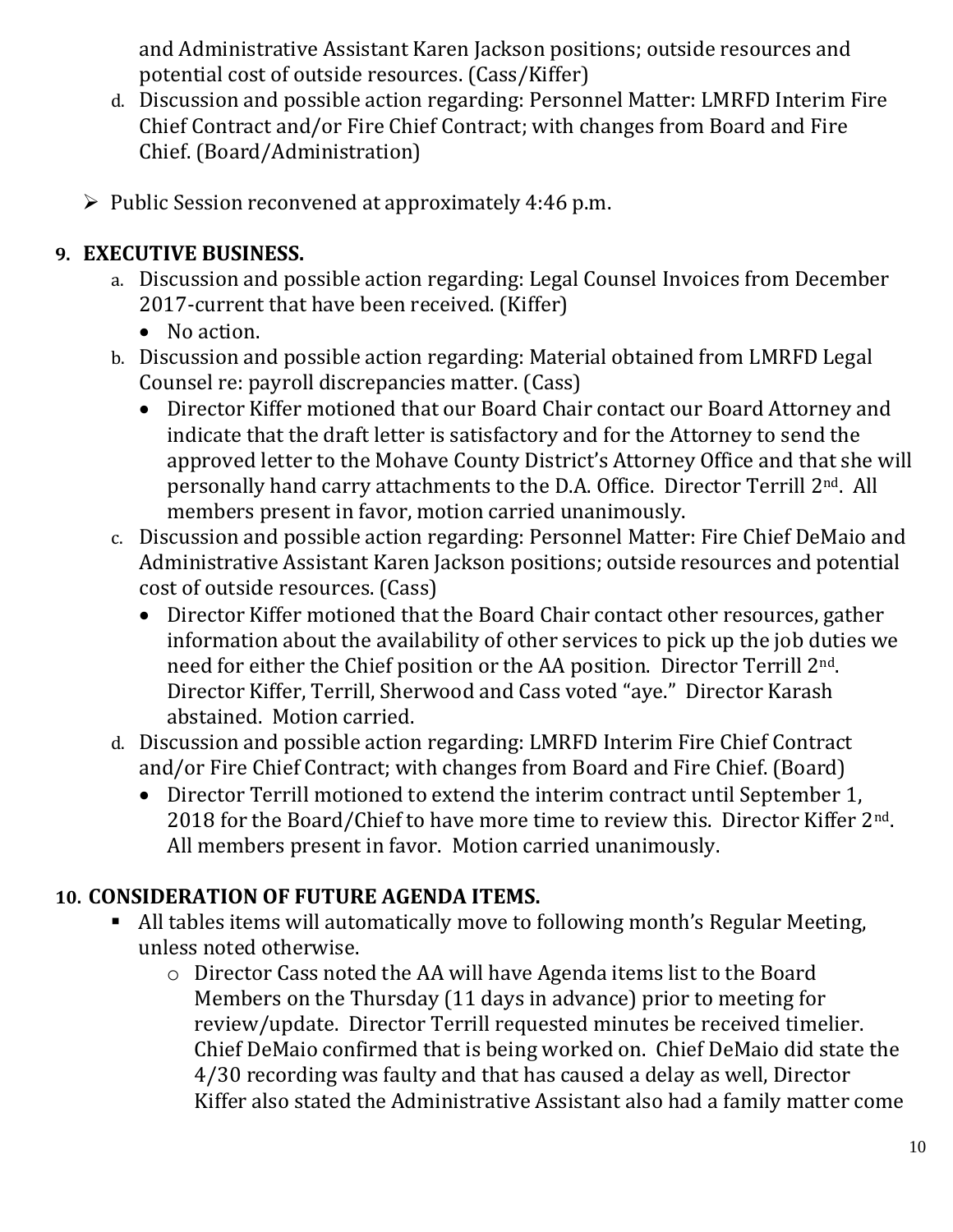and Administrative Assistant Karen Jackson positions; outside resources and potential cost of outside resources. (Cass/Kiffer)

d. Discussion and possible action regarding: Personnel Matter: LMRFD Interim Fire Chief Contract and/or Fire Chief Contract; with changes from Board and Fire Chief. (Board/Administration)

- Public Session reconvened at approximately 4:46 p.m.

## 9. EXECUTIVE BUSINESS.

a. Discussion and possible action regarding: Legal Counsel Invoices from December 2017-current that have been received. (Kiffer)
   - No action.

b. Discussion and possible action regarding: Material obtained from LMRFD Legal Counsel re: payroll discrepancies matter. (Cass)
   - Director Kiffer motioned that our Board Chair contact our Board Attorney and indicate that the draft letter is satisfactory and for the Attorney to send the approved letter to the Mohave County District's Attorney Office and that she will personally hand carry attachments to the D.A. Office. Director Terrill 2nd. All members present in favor, motion carried unanimously.

c. Discussion and possible action regarding: Personnel Matter: Fire Chief DeMaio and Administrative Assistant Karen Jackson positions; outside resources and potential cost of outside resources. (Cass)
   - Director Kiffer motioned that the Board Chair contact other resources, gather information about the availability of other services to pick up the job duties we need for either the Chief position or the AA position. Director Terrill 2nd. Director Kiffer, Terrill, Sherwood and Cass voted "aye." Director Karash abstained. Motion carried.

d. Discussion and possible action regarding: LMRFD Interim Fire Chief Contract and/or Fire Chief Contract; with changes from Board and Fire Chief. (Board)
   - Director Terrill motioned to extend the interim contract until September 1, 2018 for the Board/Chief to have more time to review this. Director Kiffer 2nd. All members present in favor. Motion carried unanimously.

## 10. CONSIDERATION OF FUTURE AGENDA ITEMS.

- All tables items will automatically move to following month's Regular Meeting, unless noted otherwise.
  - Director Cass noted the AA will have Agenda items list to the Board Members on the Thursday (11 days in advance) prior to meeting for review/update. Director Terrill requested minutes be received timelier. Chief DeMaio confirmed that is being worked on. Chief DeMaio did state the 4/30 recording was faulty and that has caused a delay as well, Director Kiffer also stated the Administrative Assistant also had a family matter come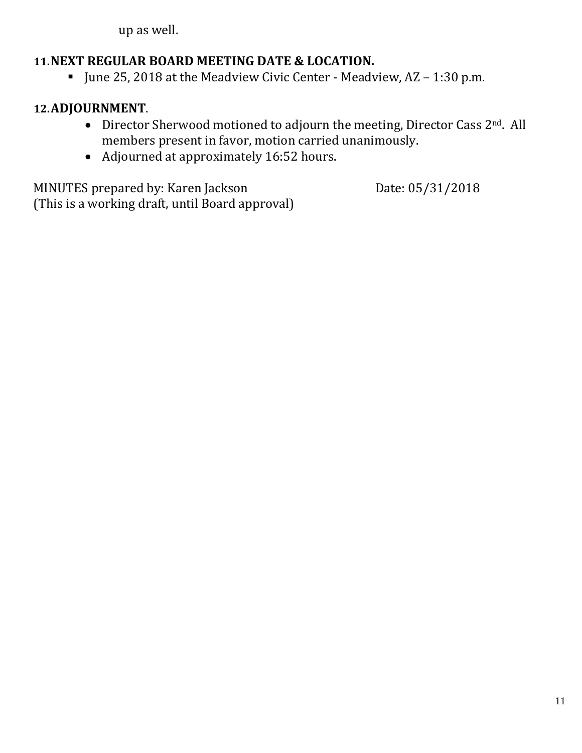up as well.

## 11. NEXT REGULAR BOARD MEETING DATE & LOCATION.

- June 25, 2018 at the Meadview Civic Center - Meadview, AZ – 1:30 p.m.

## 12. ADJOURNMENT.

- Director Sherwood motioned to adjourn the meeting, Director Cass 2nd. All members present in favor, motion carried unanimously.
- Adjourned at approximately 16:52 hours.

MINUTES prepared by: Karen Jackson Date: 05/31/2018
(This is a working draft, until Board approval)